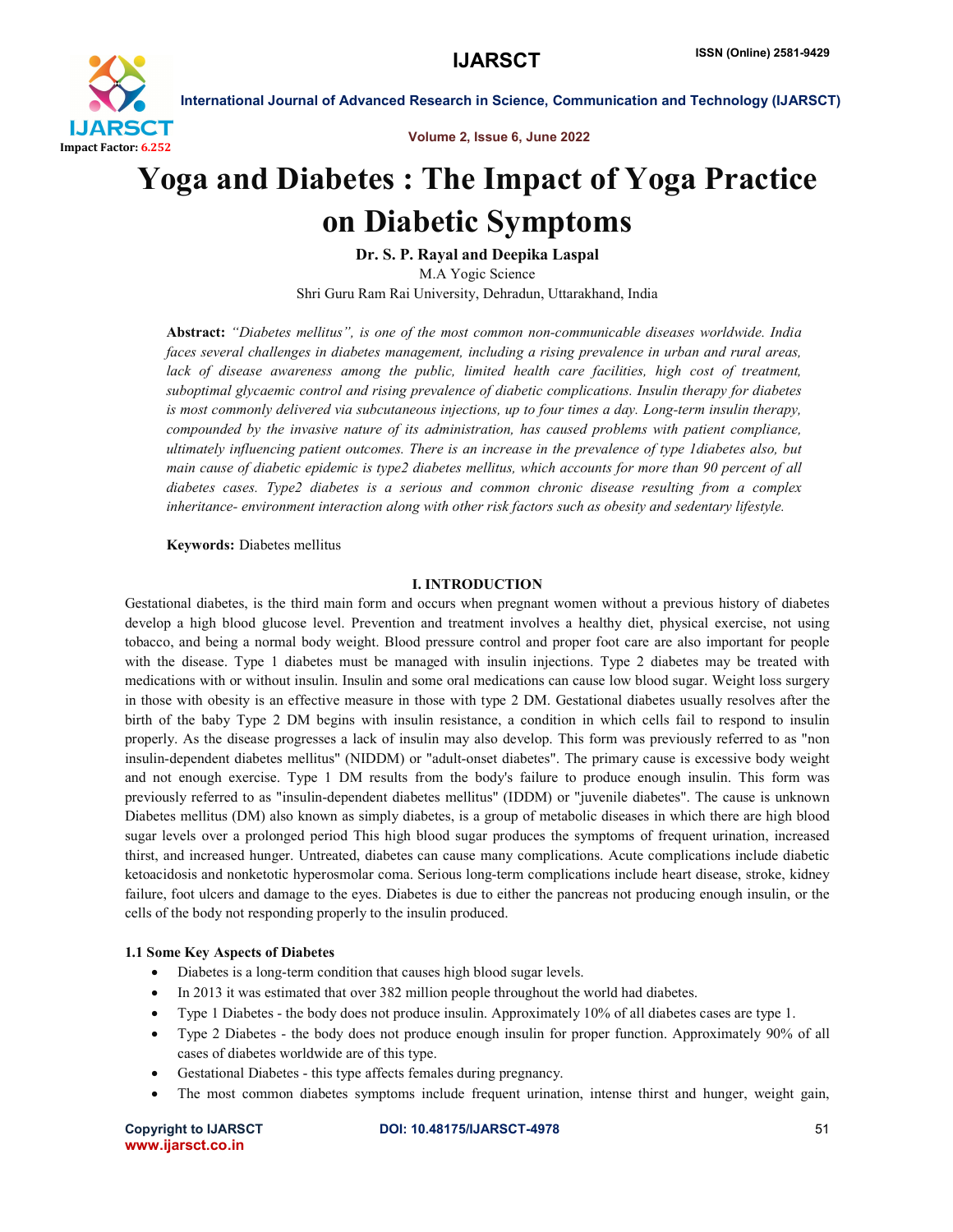# Yoga and Diabetes : The Impact of Yoga Practice on Diabetic Symptoms

**Dr. S. P. Rayal and Deepika Laspal**

M.A Yogic Science

Shri Guru Ram Rai University, Dehradun, Uttarakhand, India

**Abstract:** *"Diabetes mellitus", is one of the most common non-communicable diseases worldwide. India faces several challenges in diabetes management, including a rising prevalence in urban and rural areas, lack of disease awareness among the public, limited health care facilities, high cost of treatment, suboptimal glycaemic control and rising prevalence of diabetic complications. Insulin therapy for diabetes is most commonly delivered via subcutaneous injections, up to four times a day. Long-term insulin therapy, compounded by the invasive nature of its administration, has caused problems with patient compliance, ultimately influencing patient outcomes. There is an increase in the prevalence of type 1diabetes also, but main cause of diabetic epidemic is type2 diabetes mellitus, which accounts for more than 90 percent of all diabetes cases. Type2 diabetes is a serious and common chronic disease resulting from a complex inheritance- environment interaction along with other risk factors such as obesity and sedentary lifestyle.*

**Keywords:** Diabetes mellitus

## I. INTRODUCTION

Gestational diabetes, is the third main form and occurs when pregnant women without a previous history of diabetes develop a high blood glucose level. Prevention and treatment involves a healthy diet, physical exercise, not using tobacco, and being a normal body weight. Blood pressure control and proper foot care are also important for people with the disease. Type 1 diabetes must be managed with insulin injections. Type 2 diabetes may be treated with medications with or without insulin. Insulin and some oral medications can cause low blood sugar. Weight loss surgery in those with obesity is an effective measure in those with type 2 DM. Gestational diabetes usually resolves after the birth of the baby Type 2 DM begins with insulin resistance, a condition in which cells fail to respond to insulin properly. As the disease progresses a lack of insulin may also develop. This form was previously referred to as "non insulin-dependent diabetes mellitus" (NIDDM) or "adult-onset diabetes". The primary cause is excessive body weight and not enough exercise. Type 1 DM results from the body's failure to produce enough insulin. This form was previously referred to as "insulin-dependent diabetes mellitus" (IDDM) or "juvenile diabetes". The cause is unknown Diabetes mellitus (DM) also known as simply diabetes, is a group of metabolic diseases in which there are high blood sugar levels over a prolonged period This high blood sugar produces the symptoms of frequent urination, increased thirst, and increased hunger. Untreated, diabetes can cause many complications. Acute complications include diabetic ketoacidosis and nonketotic hyperosmolar coma. Serious long-term complications include heart disease, stroke, kidney failure, foot ulcers and damage to the eyes. Diabetes is due to either the pancreas not producing enough insulin, or the cells of the body not responding properly to the insulin produced.

### 1.1 Some Key Aspects of Diabetes

- Diabetes is a long-term condition that causes high blood sugar levels.
- In 2013 it was estimated that over 382 million people throughout the world had diabetes.
- Type 1 Diabetes - the body does not produce insulin. Approximately 10% of all diabetes cases are type 1.
- Type 2 Diabetes - the body does not produce enough insulin for proper function. Approximately 90% of all cases of diabetes worldwide are of this type.
- Gestational Diabetes - this type affects females during pregnancy.
- The most common diabetes symptoms include frequent urination, intense thirst and hunger, weight gain,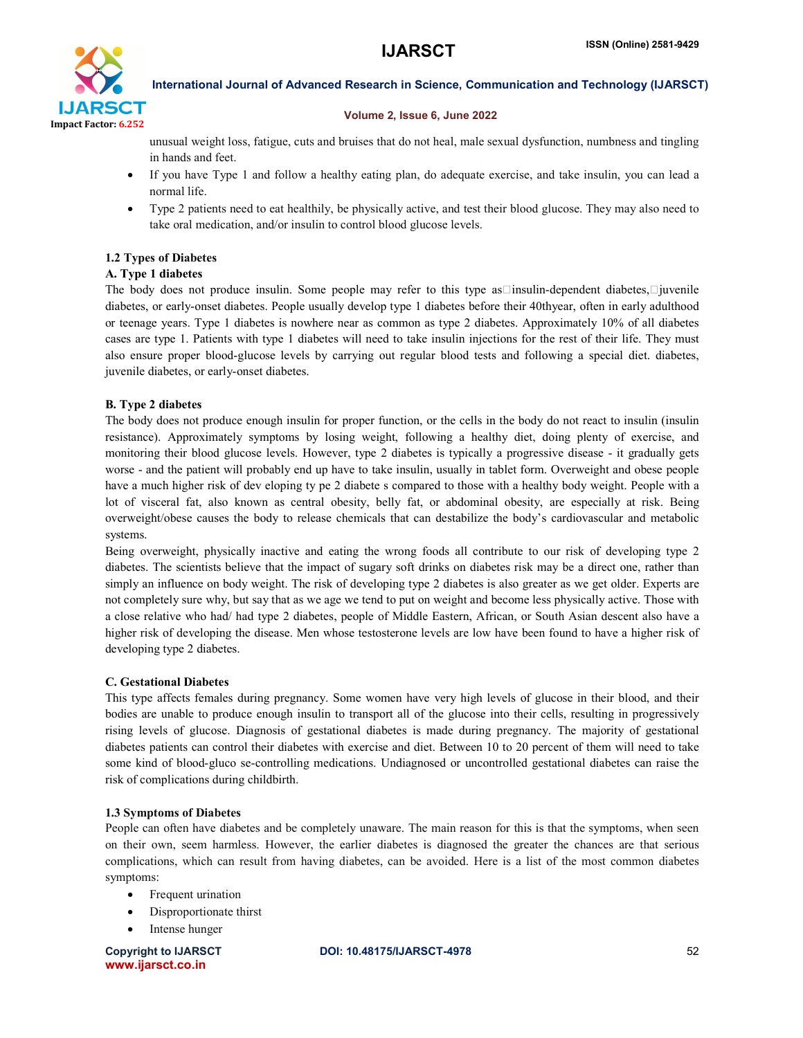unusual weight loss, fatigue, cuts and bruises that do not heal, male sexual dysfunction, numbness and tingling in hands and feet.

- If you have Type 1 and follow a healthy eating plan, do adequate exercise, and take insulin, you can lead a normal life.
- Type 2 patients need to eat healthily, be physically active, and test their blood glucose. They may also need to take oral medication, and/or insulin to control blood glucose levels.

### 1.2 Types of Diabetes

#### A. Type 1 diabetes

The body does not produce insulin. Some people may refer to this type as insulin-dependent diabetes, juvenile diabetes, or early-onset diabetes. People usually develop type 1 diabetes before their 40thyear, often in early adulthood or teenage years. Type 1 diabetes is nowhere near as common as type 2 diabetes. Approximately 10% of all diabetes cases are type 1. Patients with type 1 diabetes will need to take insulin injections for the rest of their life. They must also ensure proper blood-glucose levels by carrying out regular blood tests and following a special diet. diabetes, juvenile diabetes, or early-onset diabetes.

#### B. Type 2 diabetes

The body does not produce enough insulin for proper function, or the cells in the body do not react to insulin (insulin resistance). Approximately symptoms by losing weight, following a healthy diet, doing plenty of exercise, and monitoring their blood glucose levels. However, type 2 diabetes is typically a progressive disease - it gradually gets worse - and the patient will probably end up have to take insulin, usually in tablet form. Overweight and obese people have a much higher risk of dev eloping ty pe 2 diabete s compared to those with a healthy body weight. People with a lot of visceral fat, also known as central obesity, belly fat, or abdominal obesity, are especially at risk. Being overweight/obese causes the body to release chemicals that can destabilize the body's cardiovascular and metabolic systems.

Being overweight, physically inactive and eating the wrong foods all contribute to our risk of developing type 2 diabetes. The scientists believe that the impact of sugary soft drinks on diabetes risk may be a direct one, rather than simply an influence on body weight. The risk of developing type 2 diabetes is also greater as we get older. Experts are not completely sure why, but say that as we age we tend to put on weight and become less physically active. Those with a close relative who had/ had type 2 diabetes, people of Middle Eastern, African, or South Asian descent also have a higher risk of developing the disease. Men whose testosterone levels are low have been found to have a higher risk of developing type 2 diabetes.

#### C. Gestational Diabetes

This type affects females during pregnancy. Some women have very high levels of glucose in their blood, and their bodies are unable to produce enough insulin to transport all of the glucose into their cells, resulting in progressively rising levels of glucose. Diagnosis of gestational diabetes is made during pregnancy. The majority of gestational diabetes patients can control their diabetes with exercise and diet. Between 10 to 20 percent of them will need to take some kind of blood-gluco se-controlling medications. Undiagnosed or uncontrolled gestational diabetes can raise the risk of complications during childbirth.

### 1.3 Symptoms of Diabetes

People can often have diabetes and be completely unaware. The main reason for this is that the symptoms, when seen on their own, seem harmless. However, the earlier diabetes is diagnosed the greater the chances are that serious complications, which can result from having diabetes, can be avoided. Here is a list of the most common diabetes symptoms:

- Frequent urination
- Disproportionate thirst
- Intense hunger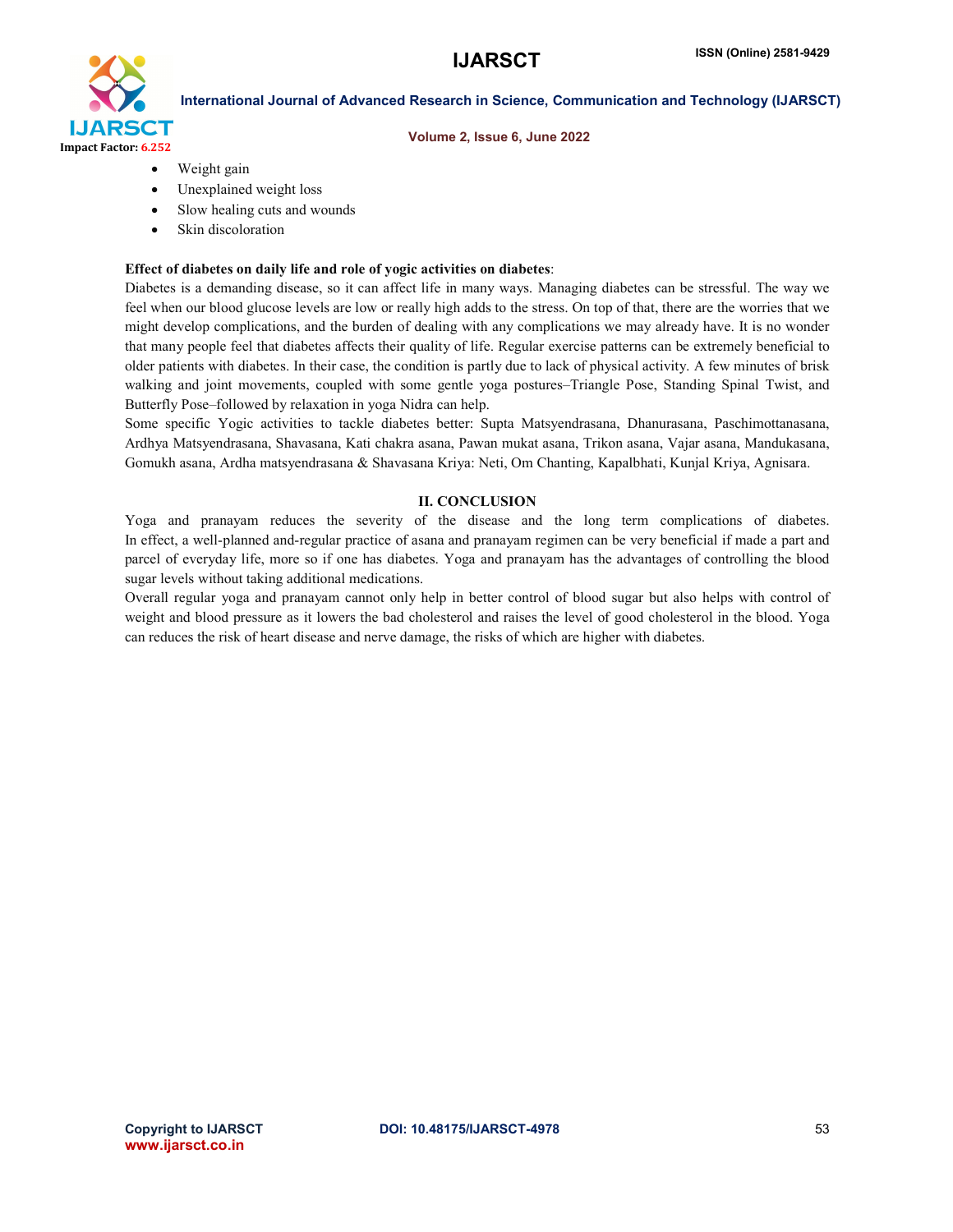- Weight gain
- Unexplained weight loss
- Slow healing cuts and wounds
- Skin discoloration

**Effect of diabetes on daily life and role of yogic activities on diabetes**:

Diabetes is a demanding disease, so it can affect life in many ways. Managing diabetes can be stressful. The way we feel when our blood glucose levels are low or really high adds to the stress. On top of that, there are the worries that we might develop complications, and the burden of dealing with any complications we may already have. It is no wonder that many people feel that diabetes affects their quality of life. Regular exercise patterns can be extremely beneficial to older patients with diabetes. In their case, the condition is partly due to lack of physical activity. A few minutes of brisk walking and joint movements, coupled with some gentle yoga postures–Triangle Pose, Standing Spinal Twist, and Butterfly Pose–followed by relaxation in yoga Nidra can help.

Some specific Yogic activities to tackle diabetes better: Supta Matsyendrasana, Dhanurasana, Paschimottanasana, Ardhya Matsyendrasana, Shavasana, Kati chakra asana, Pawan mukat asana, Trikon asana, Vajar asana, Mandukasana, Gomukh asana, Ardha matsyendrasana & Shavasana Kriya: Neti, Om Chanting, Kapalbhati, Kunjal Kriya, Agnisara.

## II. CONCLUSION

Yoga and pranayam reduces the severity of the disease and the long term complications of diabetes. In effect, a well-planned and-regular practice of asana and pranayam regimen can be very beneficial if made a part and parcel of everyday life, more so if one has diabetes. Yoga and pranayam has the advantages of controlling the blood sugar levels without taking additional medications.

Overall regular yoga and pranayam cannot only help in better control of blood sugar but also helps with control of weight and blood pressure as it lowers the bad cholesterol and raises the level of good cholesterol in the blood. Yoga can reduces the risk of heart disease and nerve damage, the risks of which are higher with diabetes.